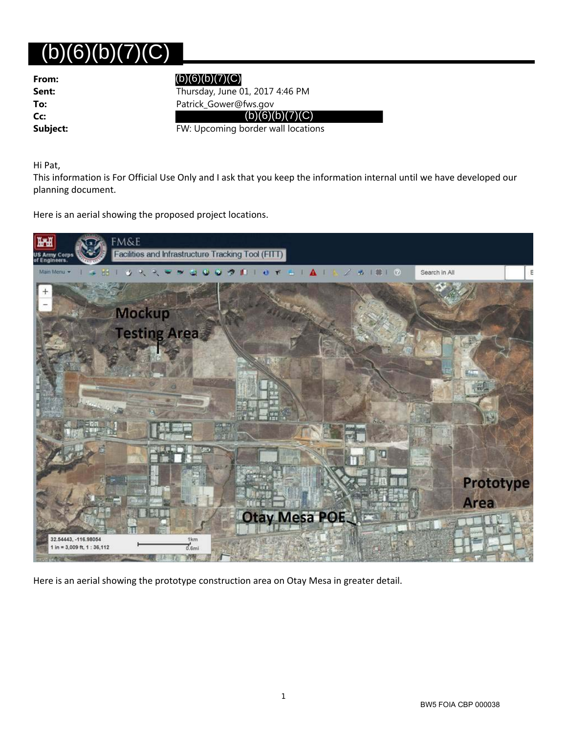# (b)(6)(b)(7)(C)

**From:** (b)(6)(b)(7)(C)
**Sent:** Thursday, June 01, 2017 4:46 PM
**To:** Patrick_Gower@fws.gov
**Cc:** (b)(6)(b)(7)(C)
**Subject:** FW: Upcoming border wall locations

Hi Pat,
This information is For Official Use Only and I ask that you keep the information internal until we have developed our planning document.

Here is an aerial showing the proposed project locations.

Here is an aerial showing the prototype construction area on Otay Mesa in greater detail.

BW5 FOIA CBP 000038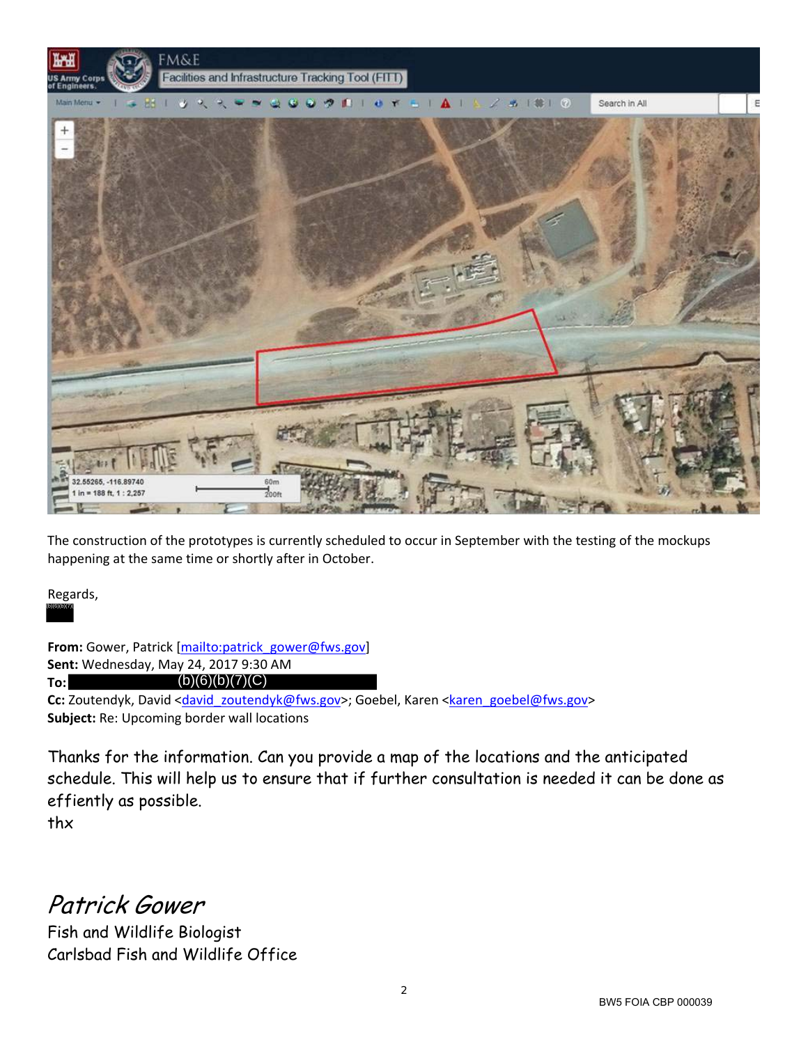The construction of the prototypes is currently scheduled to occur in September with the testing of the mockups happening at the same time or shortly after in October.

Regards,

(b)(6)(b)(7)(C)

**From:** Gower, Patrick [mailto:patrick_gower@fws.gov]
**Sent:** Wednesday, May 24, 2017 9:30 AM
**To:** (b)(6)(b)(7)(C)
**Cc:** Zoutendyk, David <david_zoutendyk@fws.gov>; Goebel, Karen <karen_goebel@fws.gov>
**Subject:** Re: Upcoming border wall locations

Thanks for the information. Can you provide a map of the locations and the anticipated schedule. This will help us to ensure that if further consultation is needed it can be done as effiently as possible.
thx

*Patrick Gower*
Fish and Wildlife Biologist
Carlsbad Fish and Wildlife Office

BW5 FOIA CBP 000039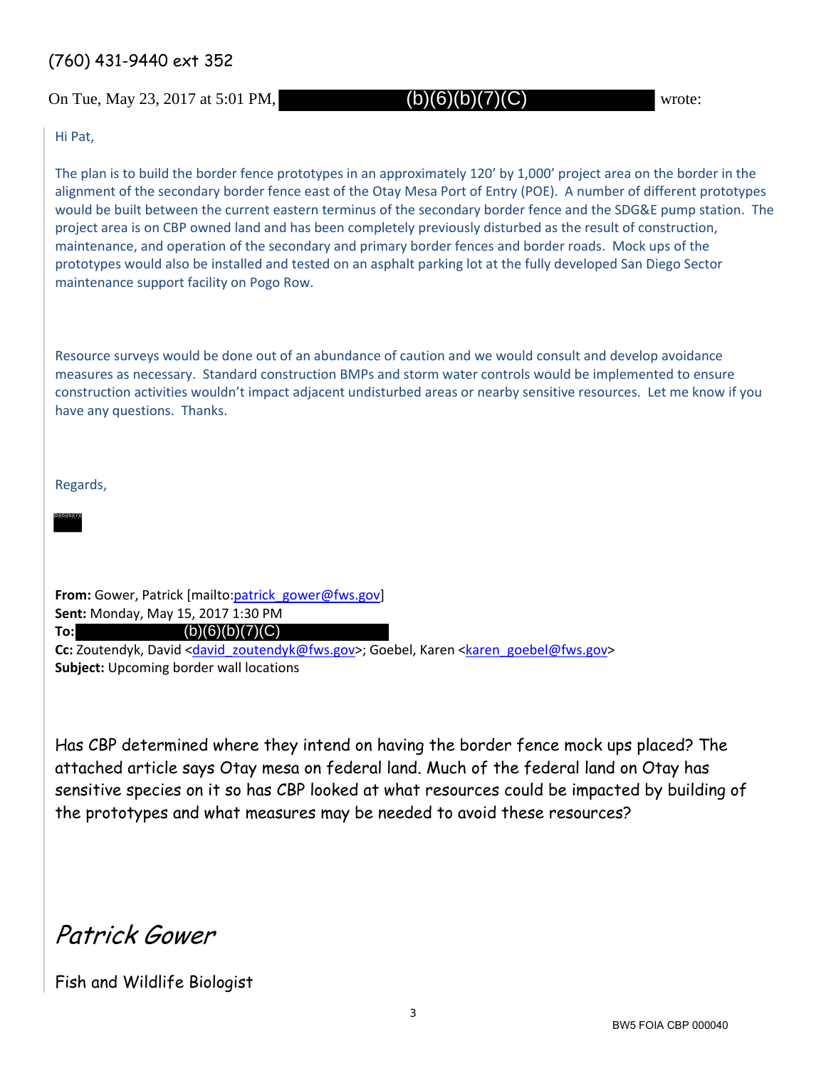(760) 431-9440 ext 352

On Tue, May 23, 2017 at 5:01 PM, (b)(6)(b)(7)(C) wrote:

Hi Pat,

The plan is to build the border fence prototypes in an approximately 120' by 1,000' project area on the border in the alignment of the secondary border fence east of the Otay Mesa Port of Entry (POE). A number of different prototypes would be built between the current eastern terminus of the secondary border fence and the SDG&E pump station. The project area is on CBP owned land and has been completely previously disturbed as the result of construction, maintenance, and operation of the secondary and primary border fences and border roads. Mock ups of the prototypes would also be installed and tested on an asphalt parking lot at the fully developed San Diego Sector maintenance support facility on Pogo Row.

Resource surveys would be done out of an abundance of caution and we would consult and develop avoidance measures as necessary. Standard construction BMPs and storm water controls would be implemented to ensure construction activities wouldn't impact adjacent undisturbed areas or nearby sensitive resources. Let me know if you have any questions. Thanks.

Regards,

(b)(6)(b)(7)(C)

**From:** Gower, Patrick [mailto:patrick_gower@fws.gov]
**Sent:** Monday, May 15, 2017 1:30 PM
**To:** (b)(6)(b)(7)(C)
**Cc:** Zoutendyk, David <david_zoutendyk@fws.gov>; Goebel, Karen <karen_goebel@fws.gov>
**Subject:** Upcoming border wall locations

Has CBP determined where they intend on having the border fence mock ups placed? The attached article says Otay mesa on federal land. Much of the federal land on Otay has sensitive species on it so has CBP looked at what resources could be impacted by building of the prototypes and what measures may be needed to avoid these resources?

*Patrick Gower*

Fish and Wildlife Biologist

BW5 FOIA CBP 000040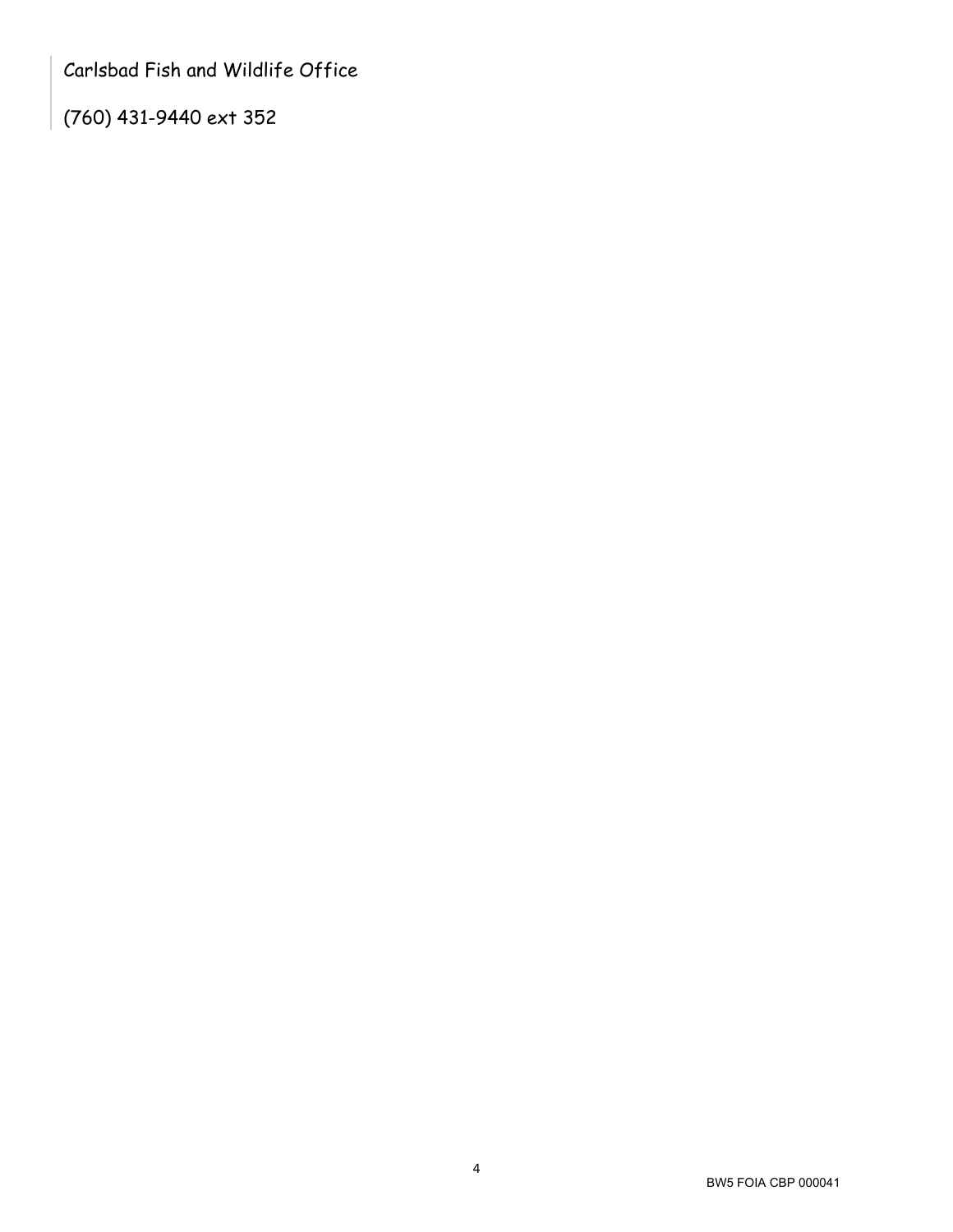Carlsbad Fish and Wildlife Office

(760) 431-9440 ext 352